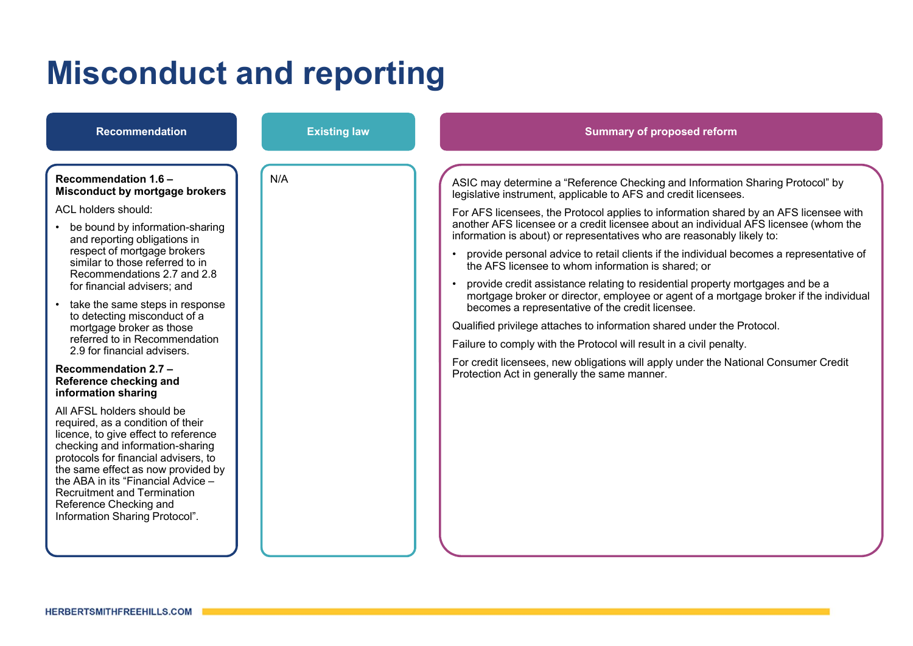# Misconduct and reporting

| Recommendation | Existing law | Summary of proposed reform |
|---|---|---|
| **Recommendation 1.6 – Misconduct by mortgage brokers**<br><br>ACL holders should:<br><br>• be bound by information-sharing and reporting obligations in respect of mortgage brokers similar to those referred to in Recommendations 2.7 and 2.8 for financial advisers; and<br><br>• take the same steps in response to detecting misconduct of a mortgage broker as those referred to in Recommendation 2.9 for financial advisers.<br><br>**Recommendation 2.7 – Reference checking and information sharing**<br><br>All AFSL holders should be required, as a condition of their licence, to give effect to reference checking and information-sharing protocols for financial advisers, to the same effect as now provided by the ABA in its "Financial Advice – Recruitment and Termination Reference Checking and Information Sharing Protocol". | N/A | ASIC may determine a "Reference Checking and Information Sharing Protocol" by legislative instrument, applicable to AFS and credit licensees.<br><br>For AFS licensees, the Protocol applies to information shared by an AFS licensee with another AFS licensee or a credit licensee about an individual AFS licensee (whom the information is about) or representatives who are reasonably likely to:<br><br>• provide personal advice to retail clients if the individual becomes a representative of the AFS licensee to whom information is shared; or<br><br>• provide credit assistance relating to residential property mortgages and be a mortgage broker or director, employee or agent of a mortgage broker if the individual becomes a representative of the credit licensee.<br><br>Qualified privilege attaches to information shared under the Protocol.<br><br>Failure to comply with the Protocol will result in a civil penalty.<br><br>For credit licensees, new obligations will apply under the National Consumer Credit Protection Act in generally the same manner. |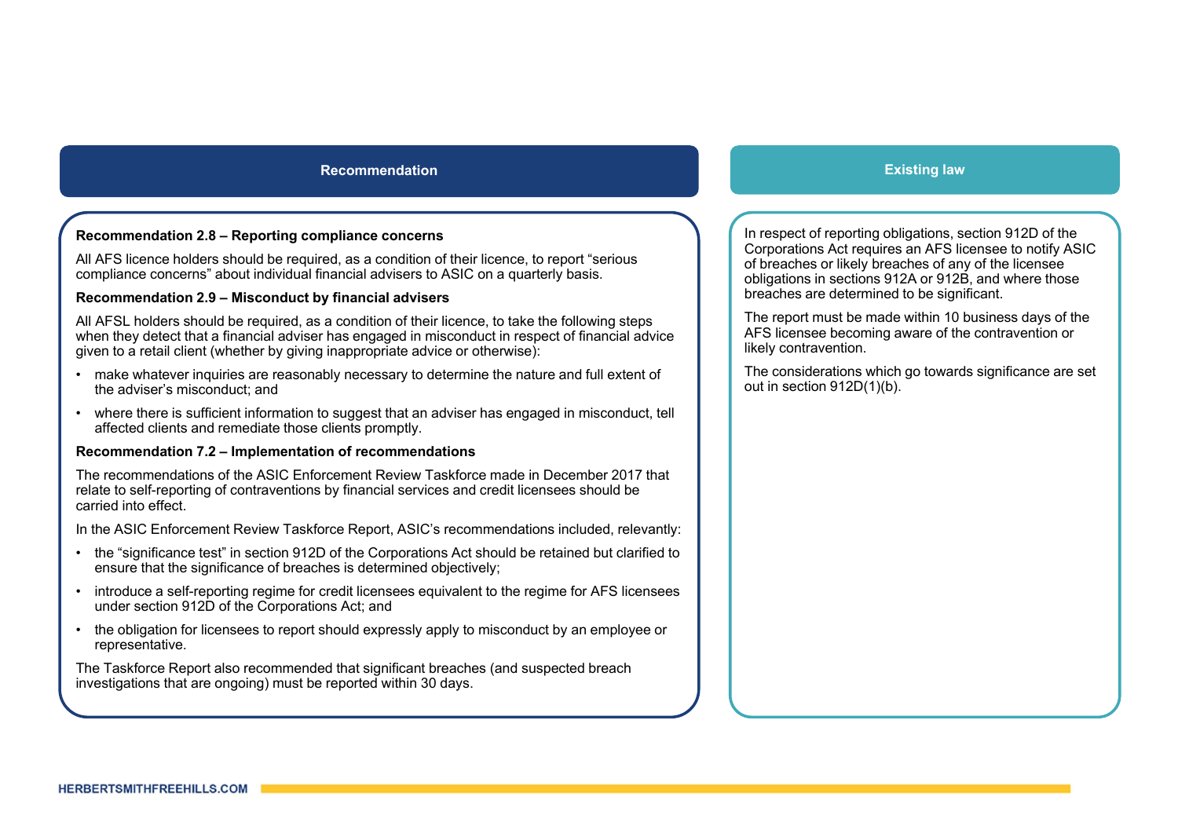| Recommendation | Existing law |
| --- | --- |
| **Recommendation 2.8 – Reporting compliance concerns**<br><br>All AFS licence holders should be required, as a condition of their licence, to report "serious compliance concerns" about individual financial advisers to ASIC on a quarterly basis.<br><br>**Recommendation 2.9 – Misconduct by financial advisers**<br><br>All AFSL holders should be required, as a condition of their licence, to take the following steps when they detect that a financial adviser has engaged in misconduct in respect of financial advice given to a retail client (whether by giving inappropriate advice or otherwise):<br><br>• make whatever inquiries are reasonably necessary to determine the nature and full extent of the adviser's misconduct; and<br>• where there is sufficient information to suggest that an adviser has engaged in misconduct, tell affected clients and remediate those clients promptly.<br><br>**Recommendation 7.2 – Implementation of recommendations**<br><br>The recommendations of the ASIC Enforcement Review Taskforce made in December 2017 that relate to self-reporting of contraventions by financial services and credit licensees should be carried into effect.<br><br>In the ASIC Enforcement Review Taskforce Report, ASIC's recommendations included, relevantly:<br><br>• the "significance test" in section 912D of the Corporations Act should be retained but clarified to ensure that the significance of breaches is determined objectively;<br>• introduce a self-reporting regime for credit licensees equivalent to the regime for AFS licensees under section 912D of the Corporations Act; and<br>• the obligation for licensees to report should expressly apply to misconduct by an employee or representative.<br><br>The Taskforce Report also recommended that significant breaches (and suspected breach investigations that are ongoing) must be reported within 30 days. | In respect of reporting obligations, section 912D of the Corporations Act requires an AFS licensee to notify ASIC of breaches or likely breaches of any of the licensee obligations in sections 912A or 912B, and where those breaches are determined to be significant.<br><br>The report must be made within 10 business days of the AFS licensee becoming aware of the contravention or likely contravention.<br><br>The considerations which go towards significance are set out in section 912D(1)(b). |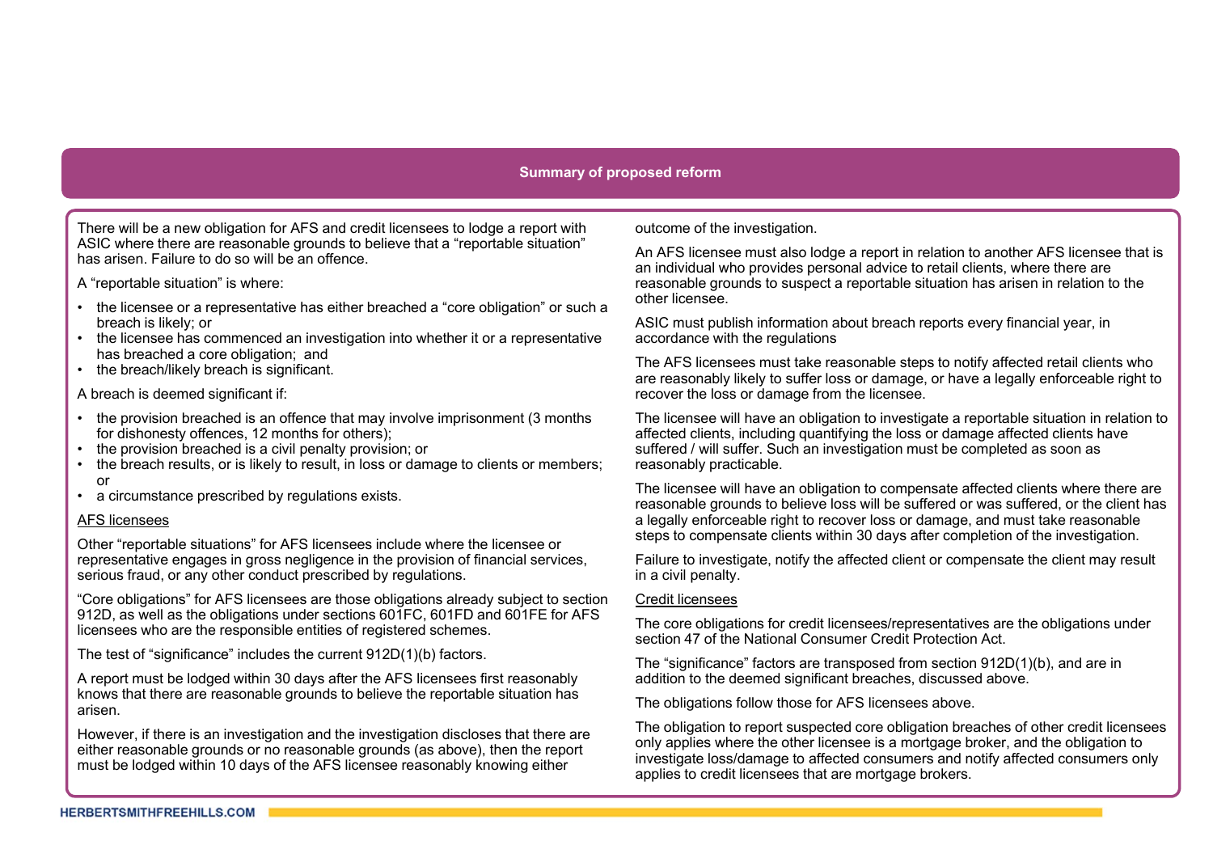## Summary of proposed reform

There will be a new obligation for AFS and credit licensees to lodge a report with ASIC where there are reasonable grounds to believe that a "reportable situation" has arisen. Failure to do so will be an offence.

A "reportable situation" is where:

- the licensee or a representative has either breached a "core obligation" or such a breach is likely; or
- the licensee has commenced an investigation into whether it or a representative has breached a core obligation; and
- the breach/likely breach is significant.

A breach is deemed significant if:

- the provision breached is an offence that may involve imprisonment (3 months for dishonesty offences, 12 months for others);
- the provision breached is a civil penalty provision; or
- the breach results, or is likely to result, in loss or damage to clients or members; or
- a circumstance prescribed by regulations exists.

<u>AFS licensees</u>

Other "reportable situations" for AFS licensees include where the licensee or representative engages in gross negligence in the provision of financial services, serious fraud, or any other conduct prescribed by regulations.

"Core obligations" for AFS licensees are those obligations already subject to section 912D, as well as the obligations under sections 601FC, 601FD and 601FE for AFS licensees who are the responsible entities of registered schemes.

The test of "significance" includes the current 912D(1)(b) factors.

A report must be lodged within 30 days after the AFS licensees first reasonably knows that there are reasonable grounds to believe the reportable situation has arisen.

However, if there is an investigation and the investigation discloses that there are either reasonable grounds or no reasonable grounds (as above), then the report must be lodged within 10 days of the AFS licensee reasonably knowing either outcome of the investigation.

An AFS licensee must also lodge a report in relation to another AFS licensee that is an individual who provides personal advice to retail clients, where there are reasonable grounds to suspect a reportable situation has arisen in relation to the other licensee.

ASIC must publish information about breach reports every financial year, in accordance with the regulations

The AFS licensees must take reasonable steps to notify affected retail clients who are reasonably likely to suffer loss or damage, or have a legally enforceable right to recover the loss or damage from the licensee.

The licensee will have an obligation to investigate a reportable situation in relation to affected clients, including quantifying the loss or damage affected clients have suffered / will suffer. Such an investigation must be completed as soon as reasonably practicable.

The licensee will have an obligation to compensate affected clients where there are reasonable grounds to believe loss will be suffered or was suffered, or the client has a legally enforceable right to recover loss or damage, and must take reasonable steps to compensate clients within 30 days after completion of the investigation.

Failure to investigate, notify the affected client or compensate the client may result in a civil penalty.

<u>Credit licensees</u>

The core obligations for credit licensees/representatives are the obligations under section 47 of the National Consumer Credit Protection Act.

The "significance" factors are transposed from section 912D(1)(b), and are in addition to the deemed significant breaches, discussed above.

The obligations follow those for AFS licensees above.

The obligation to report suspected core obligation breaches of other credit licensees only applies where the other licensee is a mortgage broker, and the obligation to investigate loss/damage to affected consumers and notify affected consumers only applies to credit licensees that are mortgage brokers.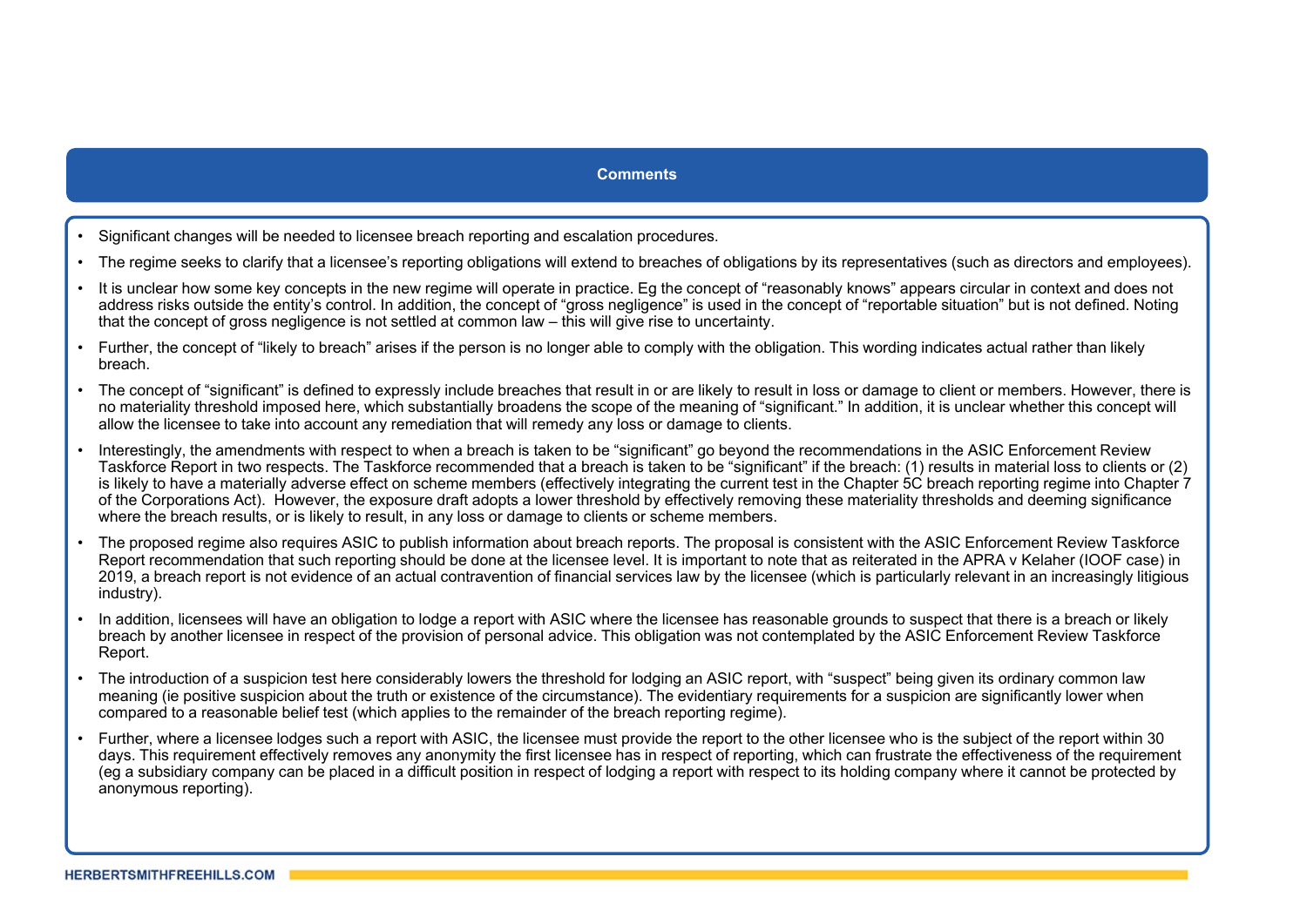## Comments

- Significant changes will be needed to licensee breach reporting and escalation procedures.
- The regime seeks to clarify that a licensee's reporting obligations will extend to breaches of obligations by its representatives (such as directors and employees).
- It is unclear how some key concepts in the new regime will operate in practice. Eg the concept of "reasonably knows" appears circular in context and does not address risks outside the entity's control. In addition, the concept of "gross negligence" is used in the concept of "reportable situation" but is not defined. Noting that the concept of gross negligence is not settled at common law – this will give rise to uncertainty.
- Further, the concept of "likely to breach" arises if the person is no longer able to comply with the obligation. This wording indicates actual rather than likely breach.
- The concept of "significant" is defined to expressly include breaches that result in or are likely to result in loss or damage to client or members. However, there is no materiality threshold imposed here, which substantially broadens the scope of the meaning of "significant." In addition, it is unclear whether this concept will allow the licensee to take into account any remediation that will remedy any loss or damage to clients.
- Interestingly, the amendments with respect to when a breach is taken to be "significant" go beyond the recommendations in the ASIC Enforcement Review Taskforce Report in two respects. The Taskforce recommended that a breach is taken to be "significant" if the breach: (1) results in material loss to clients or (2) is likely to have a materially adverse effect on scheme members (effectively integrating the current test in the Chapter 5C breach reporting regime into Chapter 7 of the Corporations Act). However, the exposure draft adopts a lower threshold by effectively removing these materiality thresholds and deeming significance where the breach results, or is likely to result, in any loss or damage to clients or scheme members.
- The proposed regime also requires ASIC to publish information about breach reports. The proposal is consistent with the ASIC Enforcement Review Taskforce Report recommendation that such reporting should be done at the licensee level. It is important to note that as reiterated in the APRA v Kelaher (IOOF case) in 2019, a breach report is not evidence of an actual contravention of financial services law by the licensee (which is particularly relevant in an increasingly litigious industry).
- In addition, licensees will have an obligation to lodge a report with ASIC where the licensee has reasonable grounds to suspect that there is a breach or likely breach by another licensee in respect of the provision of personal advice. This obligation was not contemplated by the ASIC Enforcement Review Taskforce Report.
- The introduction of a suspicion test here considerably lowers the threshold for lodging an ASIC report, with "suspect" being given its ordinary common law meaning (ie positive suspicion about the truth or existence of the circumstance). The evidentiary requirements for a suspicion are significantly lower when compared to a reasonable belief test (which applies to the remainder of the breach reporting regime).
- Further, where a licensee lodges such a report with ASIC, the licensee must provide the report to the other licensee who is the subject of the report within 30 days. This requirement effectively removes any anonymity the first licensee has in respect of reporting, which can frustrate the effectiveness of the requirement (eg a subsidiary company can be placed in a difficult position in respect of lodging a report with respect to its holding company where it cannot be protected by anonymous reporting).